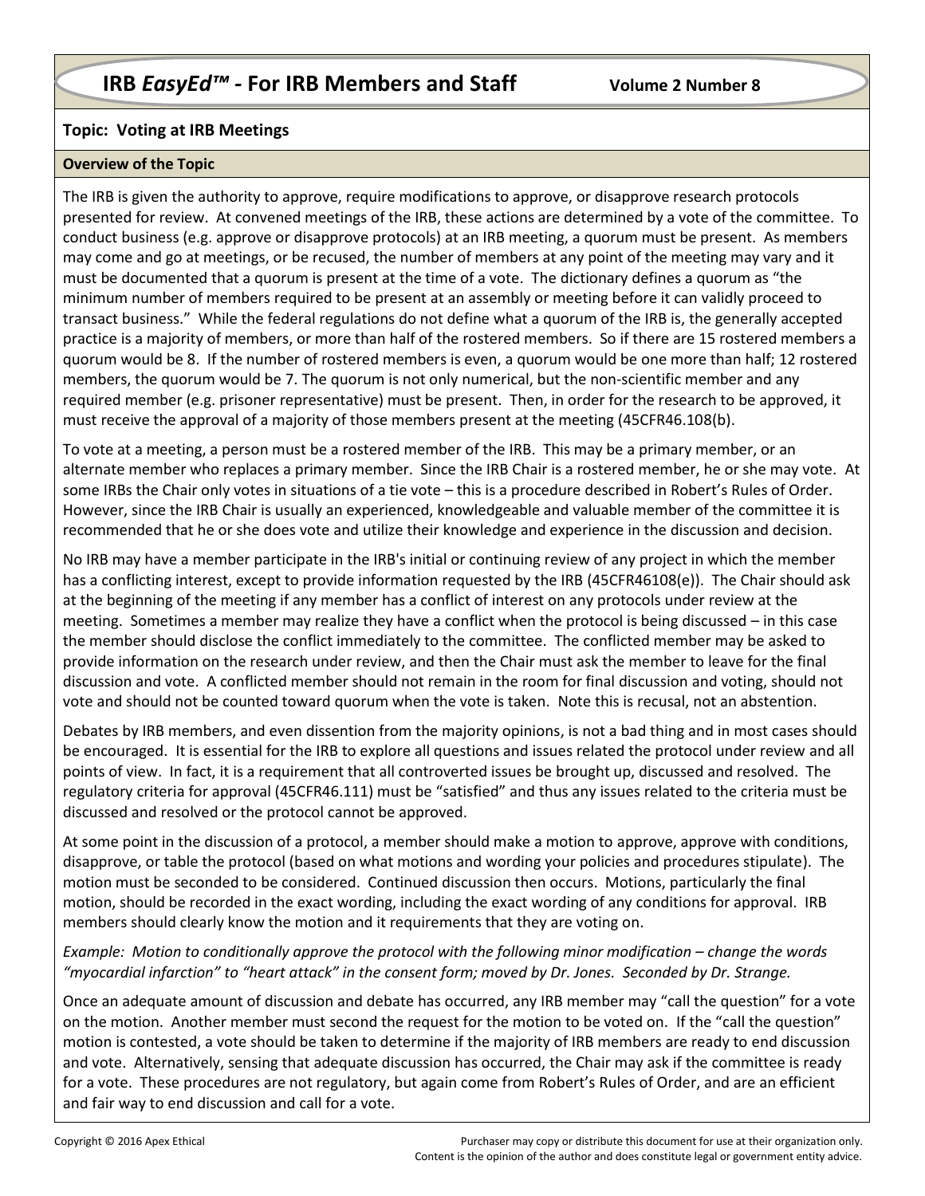# IRB *EasyEd™* - For IRB Members and Staff

**Volume 2 Number 8**

## Topic: Voting at IRB Meetings

### Overview of the Topic

The IRB is given the authority to approve, require modifications to approve, or disapprove research protocols presented for review. At convened meetings of the IRB, these actions are determined by a vote of the committee. To conduct business (e.g. approve or disapprove protocols) at an IRB meeting, a quorum must be present. As members may come and go at meetings, or be recused, the number of members at any point of the meeting may vary and it must be documented that a quorum is present at the time of a vote. The dictionary defines a quorum as "the minimum number of members required to be present at an assembly or meeting before it can validly proceed to transact business." While the federal regulations do not define what a quorum of the IRB is, the generally accepted practice is a majority of members, or more than half of the rostered members. So if there are 15 rostered members a quorum would be 8. If the number of rostered members is even, a quorum would be one more than half; 12 rostered members, the quorum would be 7. The quorum is not only numerical, but the non-scientific member and any required member (e.g. prisoner representative) must be present. Then, in order for the research to be approved, it must receive the approval of a majority of those members present at the meeting (45CFR46.108(b).

To vote at a meeting, a person must be a rostered member of the IRB. This may be a primary member, or an alternate member who replaces a primary member. Since the IRB Chair is a rostered member, he or she may vote. At some IRBs the Chair only votes in situations of a tie vote – this is a procedure described in Robert's Rules of Order. However, since the IRB Chair is usually an experienced, knowledgeable and valuable member of the committee it is recommended that he or she does vote and utilize their knowledge and experience in the discussion and decision.

No IRB may have a member participate in the IRB's initial or continuing review of any project in which the member has a conflicting interest, except to provide information requested by the IRB (45CFR46108(e)). The Chair should ask at the beginning of the meeting if any member has a conflict of interest on any protocols under review at the meeting. Sometimes a member may realize they have a conflict when the protocol is being discussed – in this case the member should disclose the conflict immediately to the committee. The conflicted member may be asked to provide information on the research under review, and then the Chair must ask the member to leave for the final discussion and vote. A conflicted member should not remain in the room for final discussion and voting, should not vote and should not be counted toward quorum when the vote is taken. Note this is recusal, not an abstention.

Debates by IRB members, and even dissention from the majority opinions, is not a bad thing and in most cases should be encouraged. It is essential for the IRB to explore all questions and issues related the protocol under review and all points of view. In fact, it is a requirement that all controverted issues be brought up, discussed and resolved. The regulatory criteria for approval (45CFR46.111) must be "satisfied" and thus any issues related to the criteria must be discussed and resolved or the protocol cannot be approved.

At some point in the discussion of a protocol, a member should make a motion to approve, approve with conditions, disapprove, or table the protocol (based on what motions and wording your policies and procedures stipulate). The motion must be seconded to be considered. Continued discussion then occurs. Motions, particularly the final motion, should be recorded in the exact wording, including the exact wording of any conditions for approval. IRB members should clearly know the motion and it requirements that they are voting on.

*Example: Motion to conditionally approve the protocol with the following minor modification – change the words "myocardial infarction" to "heart attack" in the consent form; moved by Dr. Jones. Seconded by Dr. Strange.*

Once an adequate amount of discussion and debate has occurred, any IRB member may "call the question" for a vote on the motion. Another member must second the request for the motion to be voted on. If the "call the question" motion is contested, a vote should be taken to determine if the majority of IRB members are ready to end discussion and vote. Alternatively, sensing that adequate discussion has occurred, the Chair may ask if the committee is ready for a vote. These procedures are not regulatory, but again come from Robert's Rules of Order, and are an efficient and fair way to end discussion and call for a vote.

Copyright © 2016 Apex Ethical

Purchaser may copy or distribute this document for use at their organization only. Content is the opinion of the author and does constitute legal or government entity advice.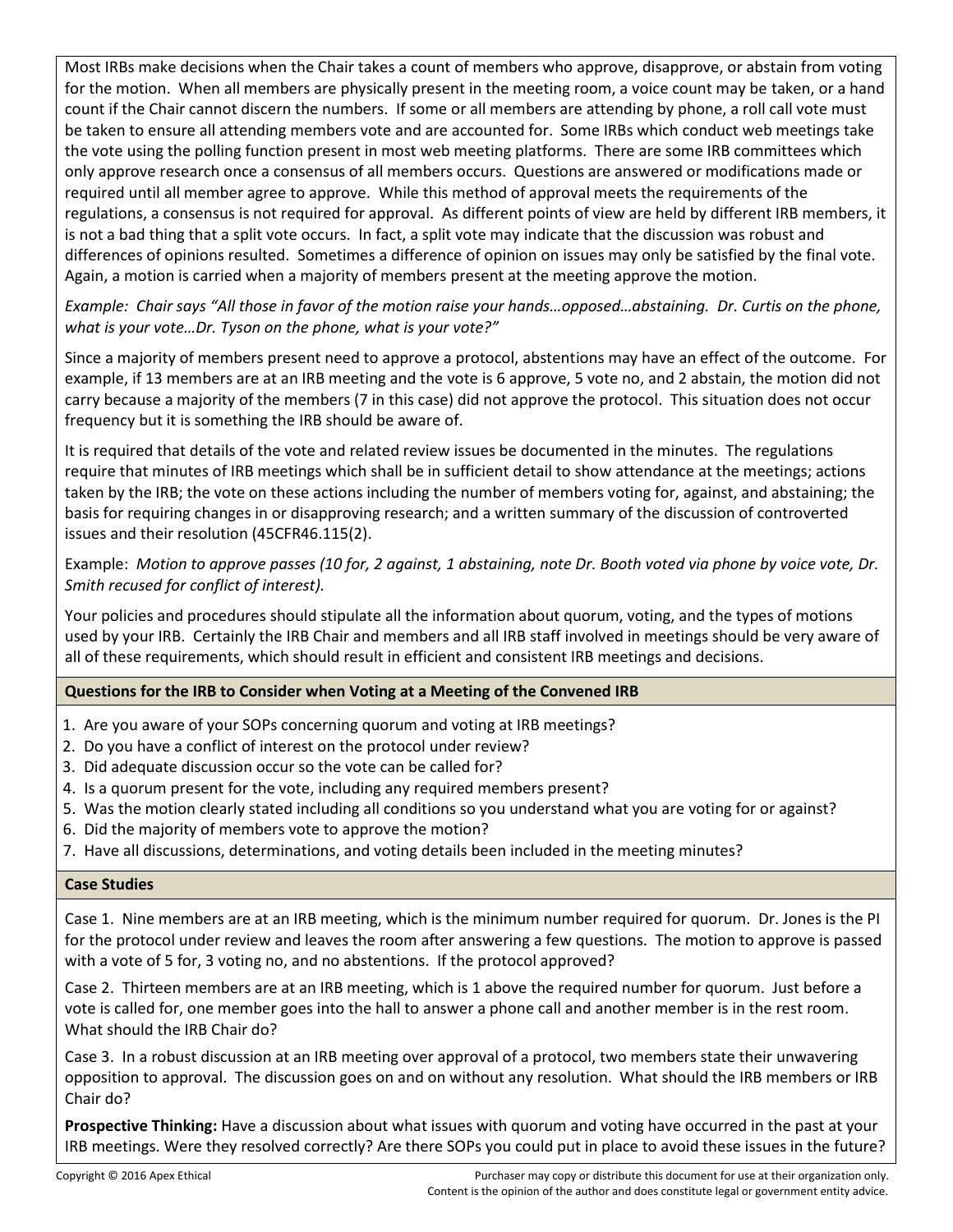Most IRBs make decisions when the Chair takes a count of members who approve, disapprove, or abstain from voting for the motion. When all members are physically present in the meeting room, a voice count may be taken, or a hand count if the Chair cannot discern the numbers. If some or all members are attending by phone, a roll call vote must be taken to ensure all attending members vote and are accounted for. Some IRBs which conduct web meetings take the vote using the polling function present in most web meeting platforms. There are some IRB committees which only approve research once a consensus of all members occurs. Questions are answered or modifications made or required until all member agree to approve. While this method of approval meets the requirements of the regulations, a consensus is not required for approval. As different points of view are held by different IRB members, it is not a bad thing that a split vote occurs. In fact, a split vote may indicate that the discussion was robust and differences of opinions resulted. Sometimes a difference of opinion on issues may only be satisfied by the final vote. Again, a motion is carried when a majority of members present at the meeting approve the motion.

*Example: Chair says "All those in favor of the motion raise your hands…opposed…abstaining. Dr. Curtis on the phone, what is your vote…Dr. Tyson on the phone, what is your vote?"*

Since a majority of members present need to approve a protocol, abstentions may have an effect of the outcome. For example, if 13 members are at an IRB meeting and the vote is 6 approve, 5 vote no, and 2 abstain, the motion did not carry because a majority of the members (7 in this case) did not approve the protocol. This situation does not occur frequency but it is something the IRB should be aware of.

It is required that details of the vote and related review issues be documented in the minutes. The regulations require that minutes of IRB meetings which shall be in sufficient detail to show attendance at the meetings; actions taken by the IRB; the vote on these actions including the number of members voting for, against, and abstaining; the basis for requiring changes in or disapproving research; and a written summary of the discussion of controverted issues and their resolution (45CFR46.115(2).

Example: *Motion to approve passes (10 for, 2 against, 1 abstaining, note Dr. Booth voted via phone by voice vote, Dr. Smith recused for conflict of interest).*

Your policies and procedures should stipulate all the information about quorum, voting, and the types of motions used by your IRB. Certainly the IRB Chair and members and all IRB staff involved in meetings should be very aware of all of these requirements, which should result in efficient and consistent IRB meetings and decisions.

**Questions for the IRB to Consider when Voting at a Meeting of the Convened IRB**

1. Are you aware of your SOPs concerning quorum and voting at IRB meetings?
2. Do you have a conflict of interest on the protocol under review?
3. Did adequate discussion occur so the vote can be called for?
4. Is a quorum present for the vote, including any required members present?
5. Was the motion clearly stated including all conditions so you understand what you are voting for or against?
6. Did the majority of members vote to approve the motion?
7. Have all discussions, determinations, and voting details been included in the meeting minutes?

**Case Studies**

Case 1. Nine members are at an IRB meeting, which is the minimum number required for quorum. Dr. Jones is the PI for the protocol under review and leaves the room after answering a few questions. The motion to approve is passed with a vote of 5 for, 3 voting no, and no abstentions. If the protocol approved?

Case 2. Thirteen members are at an IRB meeting, which is 1 above the required number for quorum. Just before a vote is called for, one member goes into the hall to answer a phone call and another member is in the rest room. What should the IRB Chair do?

Case 3. In a robust discussion at an IRB meeting over approval of a protocol, two members state their unwavering opposition to approval. The discussion goes on and on without any resolution. What should the IRB members or IRB Chair do?

**Prospective Thinking:** Have a discussion about what issues with quorum and voting have occurred in the past at your IRB meetings. Were they resolved correctly? Are there SOPs you could put in place to avoid these issues in the future?

Copyright © 2016 Apex Ethical

Purchaser may copy or distribute this document for use at their organization only. Content is the opinion of the author and does constitute legal or government entity advice.